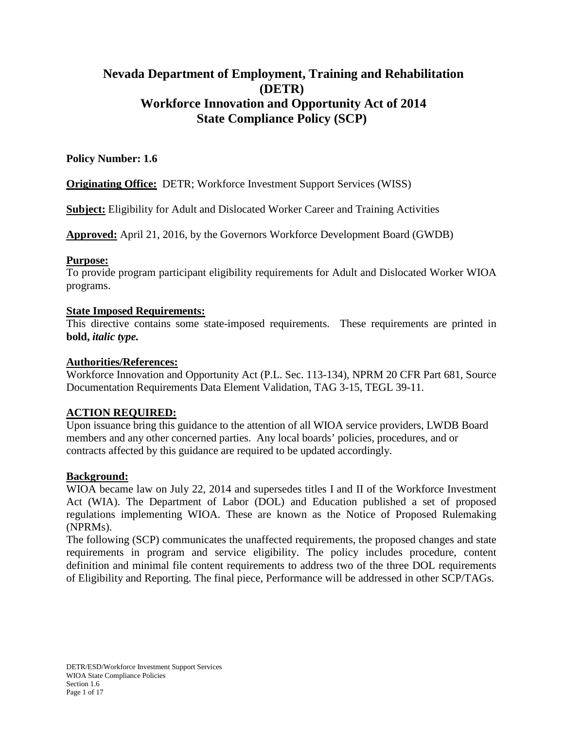# Nevada Department of Employment, Training and Rehabilitation (DETR)
# Workforce Innovation and Opportunity Act of 2014
# State Compliance Policy (SCP)

**Policy Number: 1.6**

**Originating Office:** DETR; Workforce Investment Support Services (WISS)

**Subject:** Eligibility for Adult and Dislocated Worker Career and Training Activities

**Approved:** April 21, 2016, by the Governors Workforce Development Board (GWDB)

**Purpose:**

To provide program participant eligibility requirements for Adult and Dislocated Worker WIOA programs.

**State Imposed Requirements:**

This directive contains some state-imposed requirements. These requirements are printed in **bold, *italic type.***

**Authorities/References:**

Workforce Innovation and Opportunity Act (P.L. Sec. 113-134), NPRM 20 CFR Part 681, Source Documentation Requirements Data Element Validation, TAG 3-15, TEGL 39-11.

**ACTION REQUIRED:**

Upon issuance bring this guidance to the attention of all WIOA service providers, LWDB Board members and any other concerned parties. Any local boards' policies, procedures, and or contracts affected by this guidance are required to be updated accordingly.

**Background:**

WIOA became law on July 22, 2014 and supersedes titles I and II of the Workforce Investment Act (WIA). The Department of Labor (DOL) and Education published a set of proposed regulations implementing WIOA. These are known as the Notice of Proposed Rulemaking (NPRMs).

The following (SCP) communicates the unaffected requirements, the proposed changes and state requirements in program and service eligibility. The policy includes procedure, content definition and minimal file content requirements to address two of the three DOL requirements of Eligibility and Reporting. The final piece, Performance will be addressed in other SCP/TAGs.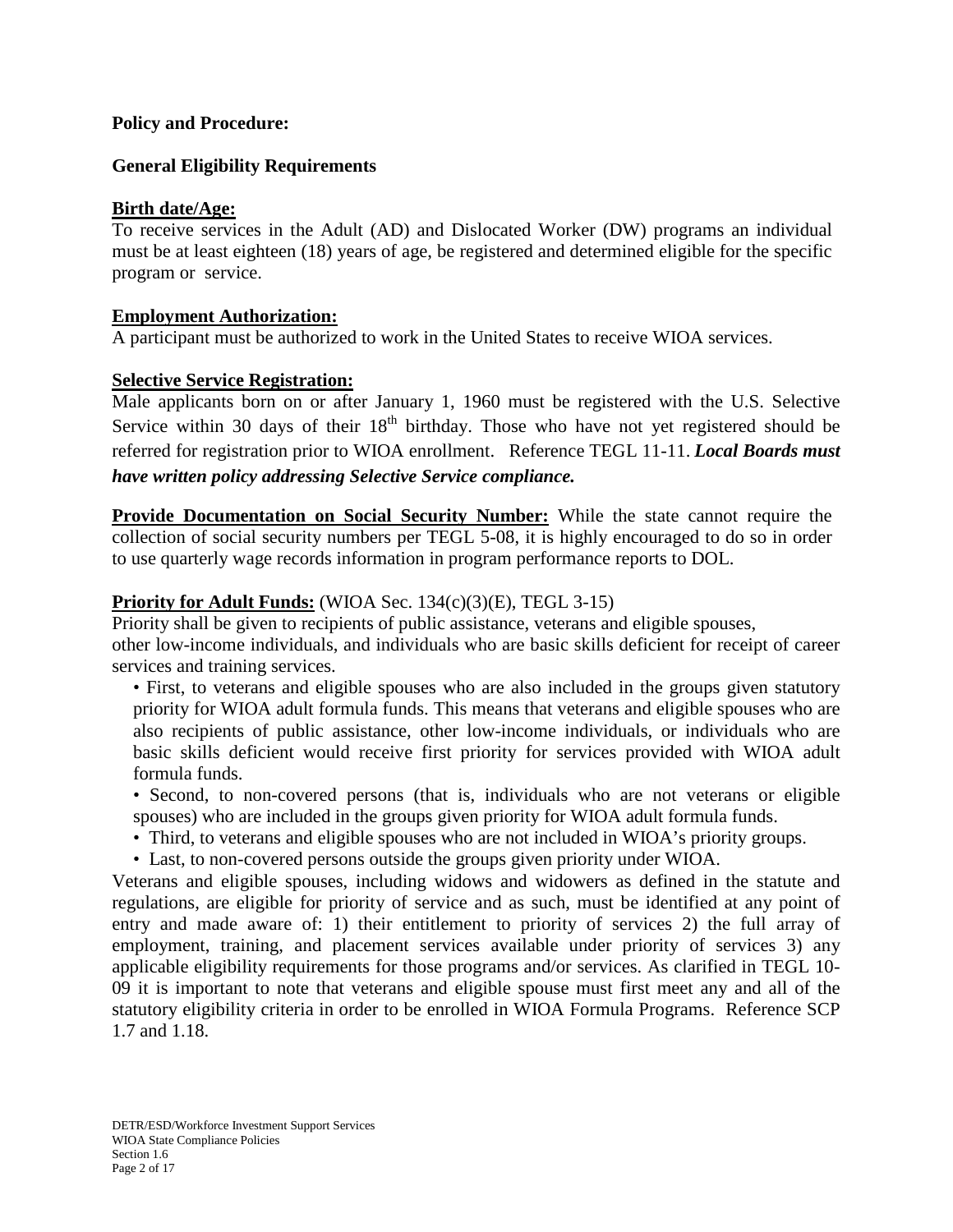**Policy and Procedure:**

**General Eligibility Requirements**

**Birth date/Age:**
To receive services in the Adult (AD) and Dislocated Worker (DW) programs an individual must be at least eighteen (18) years of age, be registered and determined eligible for the specific program or service.

**Employment Authorization:**
A participant must be authorized to work in the United States to receive WIOA services.

**Selective Service Registration:**
Male applicants born on or after January 1, 1960 must be registered with the U.S. Selective Service within 30 days of their 18th birthday. Those who have not yet registered should be referred for registration prior to WIOA enrollment. Reference TEGL 11-11. ***Local Boards must have written policy addressing Selective Service compliance.***

**Provide Documentation on Social Security Number:** While the state cannot require the collection of social security numbers per TEGL 5-08, it is highly encouraged to do so in order to use quarterly wage records information in program performance reports to DOL.

**Priority for Adult Funds:** (WIOA Sec. 134(c)(3)(E), TEGL 3-15)
Priority shall be given to recipients of public assistance, veterans and eligible spouses, other low-income individuals, and individuals who are basic skills deficient for receipt of career services and training services.

- First, to veterans and eligible spouses who are also included in the groups given statutory priority for WIOA adult formula funds. This means that veterans and eligible spouses who are also recipients of public assistance, other low-income individuals, or individuals who are basic skills deficient would receive first priority for services provided with WIOA adult formula funds.
- Second, to non-covered persons (that is, individuals who are not veterans or eligible spouses) who are included in the groups given priority for WIOA adult formula funds.
- Third, to veterans and eligible spouses who are not included in WIOA's priority groups.
- Last, to non-covered persons outside the groups given priority under WIOA.

Veterans and eligible spouses, including widows and widowers as defined in the statute and regulations, are eligible for priority of service and as such, must be identified at any point of entry and made aware of: 1) their entitlement to priority of services 2) the full array of employment, training, and placement services available under priority of services 3) any applicable eligibility requirements for those programs and/or services. As clarified in TEGL 10-09 it is important to note that veterans and eligible spouse must first meet any and all of the statutory eligibility criteria in order to be enrolled in WIOA Formula Programs. Reference SCP 1.7 and 1.18.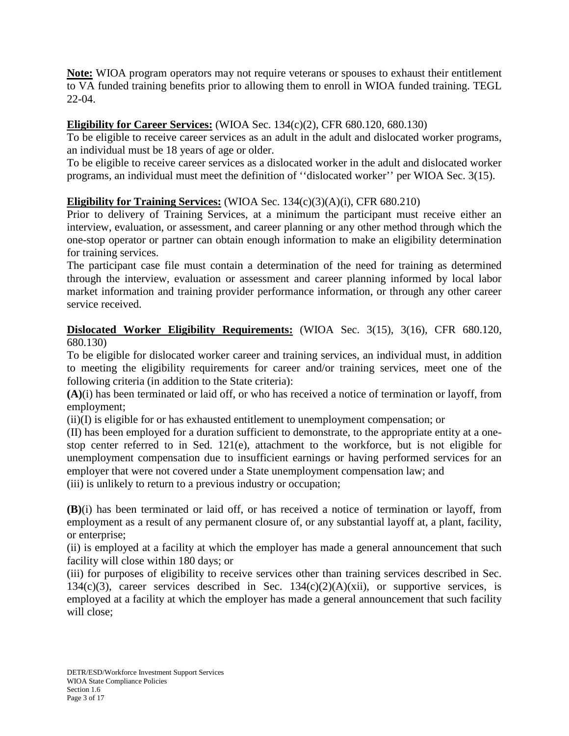**Note:** WIOA program operators may not require veterans or spouses to exhaust their entitlement to VA funded training benefits prior to allowing them to enroll in WIOA funded training. TEGL 22-04.

**Eligibility for Career Services:** (WIOA Sec. 134(c)(2), CFR 680.120, 680.130)

To be eligible to receive career services as an adult in the adult and dislocated worker programs, an individual must be 18 years of age or older.

To be eligible to receive career services as a dislocated worker in the adult and dislocated worker programs, an individual must meet the definition of ''dislocated worker'' per WIOA Sec. 3(15).

**Eligibility for Training Services:** (WIOA Sec. 134(c)(3)(A)(i), CFR 680.210)

Prior to delivery of Training Services, at a minimum the participant must receive either an interview, evaluation, or assessment, and career planning or any other method through which the one-stop operator or partner can obtain enough information to make an eligibility determination for training services.

The participant case file must contain a determination of the need for training as determined through the interview, evaluation or assessment and career planning informed by local labor market information and training provider performance information, or through any other career service received.

**Dislocated Worker Eligibility Requirements:** (WIOA Sec. 3(15), 3(16), CFR 680.120, 680.130)

To be eligible for dislocated worker career and training services, an individual must, in addition to meeting the eligibility requirements for career and/or training services, meet one of the following criteria (in addition to the State criteria):

**(A)**(i) has been terminated or laid off, or who has received a notice of termination or layoff, from employment;

(ii)(I) is eligible for or has exhausted entitlement to unemployment compensation; or

(II) has been employed for a duration sufficient to demonstrate, to the appropriate entity at a one-stop center referred to in Sed. 121(e), attachment to the workforce, but is not eligible for unemployment compensation due to insufficient earnings or having performed services for an employer that were not covered under a State unemployment compensation law; and

(iii) is unlikely to return to a previous industry or occupation;

**(B)**(i) has been terminated or laid off, or has received a notice of termination or layoff, from employment as a result of any permanent closure of, or any substantial layoff at, a plant, facility, or enterprise;

(ii) is employed at a facility at which the employer has made a general announcement that such facility will close within 180 days; or

(iii) for purposes of eligibility to receive services other than training services described in Sec. 134(c)(3), career services described in Sec. 134(c)(2)(A)(xii), or supportive services, is employed at a facility at which the employer has made a general announcement that such facility will close;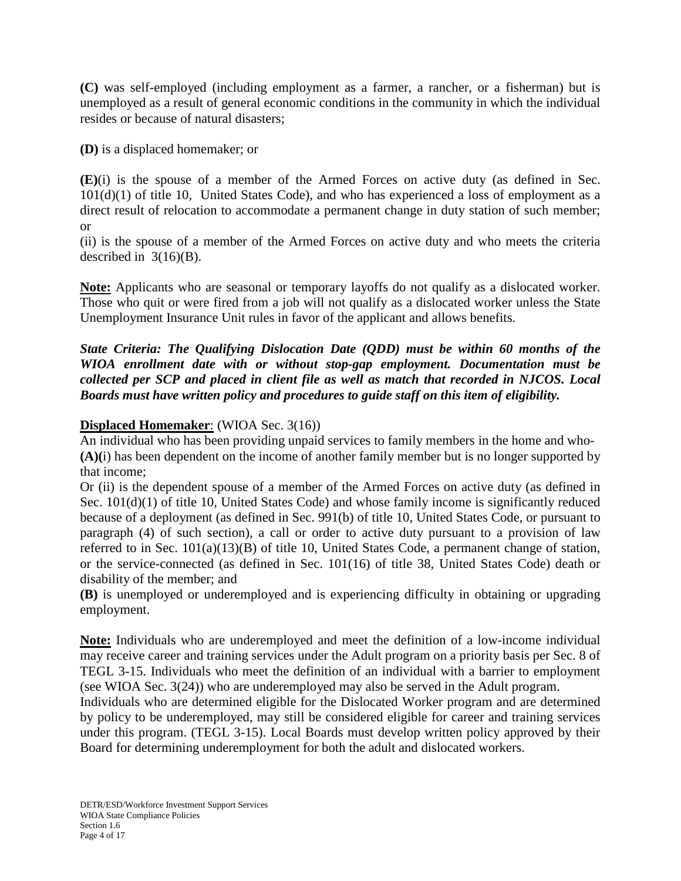**(C)** was self-employed (including employment as a farmer, a rancher, or a fisherman) but is unemployed as a result of general economic conditions in the community in which the individual resides or because of natural disasters;

**(D)** is a displaced homemaker; or

**(E)**(i) is the spouse of a member of the Armed Forces on active duty (as defined in Sec. 101(d)(1) of title 10, United States Code), and who has experienced a loss of employment as a direct result of relocation to accommodate a permanent change in duty station of such member; or

(ii) is the spouse of a member of the Armed Forces on active duty and who meets the criteria described in 3(16)(B).

**Note:** Applicants who are seasonal or temporary layoffs do not qualify as a dislocated worker. Those who quit or were fired from a job will not qualify as a dislocated worker unless the State Unemployment Insurance Unit rules in favor of the applicant and allows benefits.

***State Criteria: The Qualifying Dislocation Date (QDD) must be within 60 months of the WIOA enrollment date with or without stop-gap employment. Documentation must be collected per SCP and placed in client file as well as match that recorded in NJCOS. Local Boards must have written policy and procedures to guide staff on this item of eligibility.***

**Displaced Homemaker**: (WIOA Sec. 3(16))

An individual who has been providing unpaid services to family members in the home and who-

**(A)(**i) has been dependent on the income of another family member but is no longer supported by that income;

Or (ii) is the dependent spouse of a member of the Armed Forces on active duty (as defined in Sec. 101(d)(1) of title 10, United States Code) and whose family income is significantly reduced because of a deployment (as defined in Sec. 991(b) of title 10, United States Code, or pursuant to paragraph (4) of such section), a call or order to active duty pursuant to a provision of law referred to in Sec. 101(a)(13)(B) of title 10, United States Code, a permanent change of station, or the service-connected (as defined in Sec. 101(16) of title 38, United States Code) death or disability of the member; and

**(B)** is unemployed or underemployed and is experiencing difficulty in obtaining or upgrading employment.

**Note:** Individuals who are underemployed and meet the definition of a low-income individual may receive career and training services under the Adult program on a priority basis per Sec. 8 of TEGL 3-15. Individuals who meet the definition of an individual with a barrier to employment (see WIOA Sec. 3(24)) who are underemployed may also be served in the Adult program.

Individuals who are determined eligible for the Dislocated Worker program and are determined by policy to be underemployed, may still be considered eligible for career and training services under this program. (TEGL 3-15). Local Boards must develop written policy approved by their Board for determining underemployment for both the adult and dislocated workers.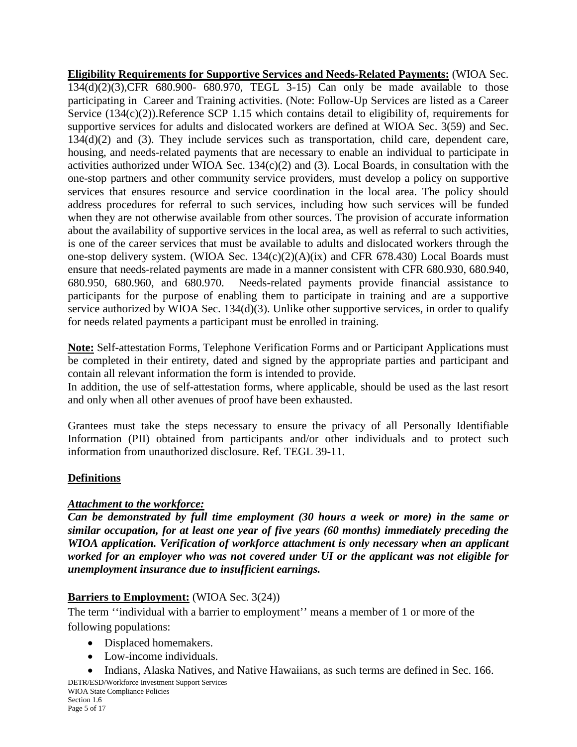**Eligibility Requirements for Supportive Services and Needs-Related Payments:** (WIOA Sec. 134(d)(2)(3),CFR 680.900- 680.970, TEGL 3-15) Can only be made available to those participating in Career and Training activities. (Note: Follow-Up Services are listed as a Career Service (134(c)(2)).Reference SCP 1.15 which contains detail to eligibility of, requirements for supportive services for adults and dislocated workers are defined at WIOA Sec. 3(59) and Sec. 134(d)(2) and (3). They include services such as transportation, child care, dependent care, housing, and needs-related payments that are necessary to enable an individual to participate in activities authorized under WIOA Sec. 134(c)(2) and (3). Local Boards, in consultation with the one-stop partners and other community service providers, must develop a policy on supportive services that ensures resource and service coordination in the local area. The policy should address procedures for referral to such services, including how such services will be funded when they are not otherwise available from other sources. The provision of accurate information about the availability of supportive services in the local area, as well as referral to such activities, is one of the career services that must be available to adults and dislocated workers through the one-stop delivery system. (WIOA Sec. 134(c)(2)(A)(ix) and CFR 678.430) Local Boards must ensure that needs-related payments are made in a manner consistent with CFR 680.930, 680.940, 680.950, 680.960, and 680.970. Needs-related payments provide financial assistance to participants for the purpose of enabling them to participate in training and are a supportive service authorized by WIOA Sec. 134(d)(3). Unlike other supportive services, in order to qualify for needs related payments a participant must be enrolled in training.

**Note:** Self-attestation Forms, Telephone Verification Forms and or Participant Applications must be completed in their entirety, dated and signed by the appropriate parties and participant and contain all relevant information the form is intended to provide.
In addition, the use of self-attestation forms, where applicable, should be used as the last resort and only when all other avenues of proof have been exhausted.

Grantees must take the steps necessary to ensure the privacy of all Personally Identifiable Information (PII) obtained from participants and/or other individuals and to protect such information from unauthorized disclosure. Ref. TEGL 39-11.

## Definitions

***Attachment to the workforce:***
***Can be demonstrated by full time employment (30 hours a week or more) in the same or similar occupation, for at least one year of five years (60 months) immediately preceding the WIOA application. Verification of workforce attachment is only necessary when an applicant worked for an employer who was not covered under UI or the applicant was not eligible for unemployment insurance due to insufficient earnings.***

**Barriers to Employment:** (WIOA Sec. 3(24))

The term ''individual with a barrier to employment'' means a member of 1 or more of the following populations:

- Displaced homemakers.
- Low-income individuals.
- Indians, Alaska Natives, and Native Hawaiians, as such terms are defined in Sec. 166.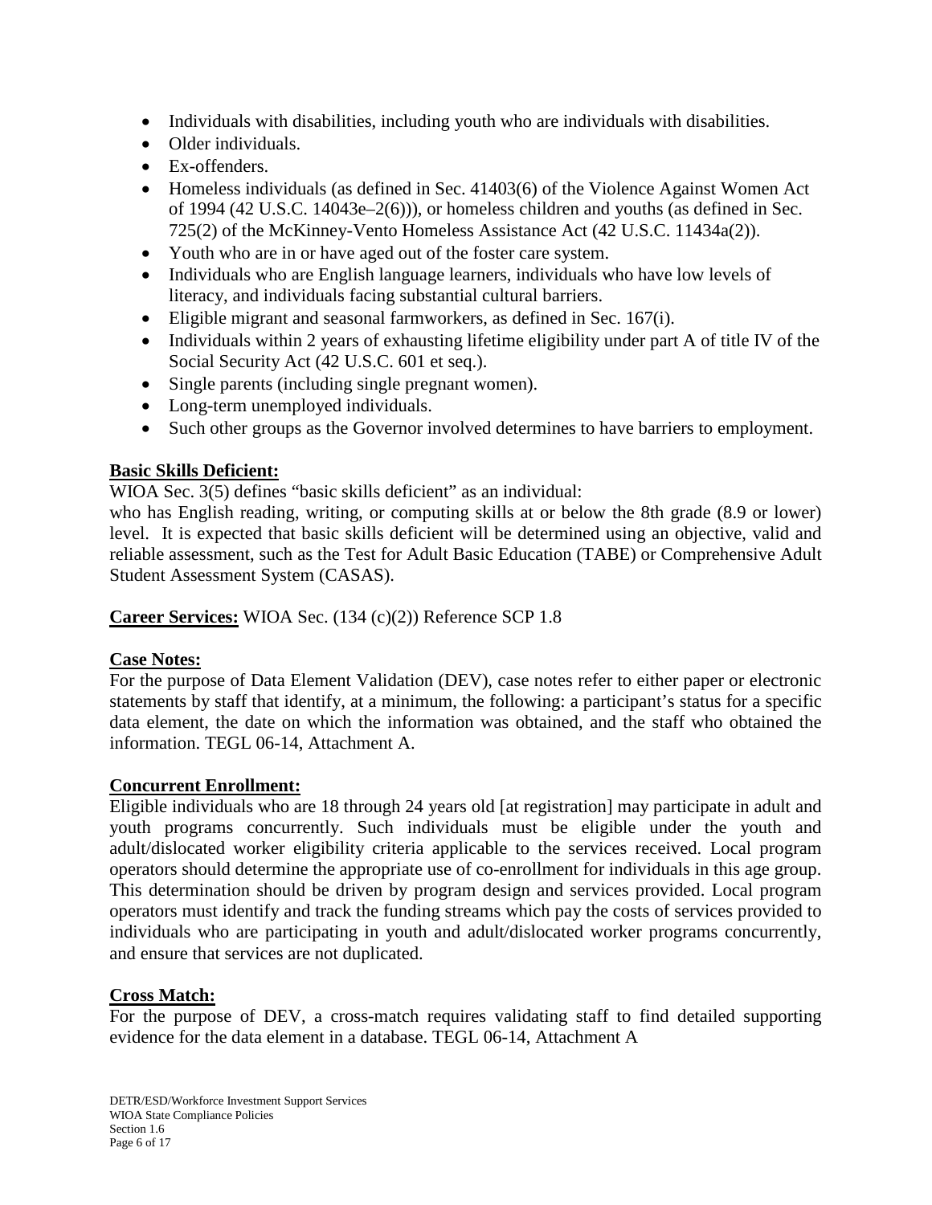- Individuals with disabilities, including youth who are individuals with disabilities.
- Older individuals.
- Ex-offenders.
- Homeless individuals (as defined in Sec. 41403(6) of the Violence Against Women Act of 1994 (42 U.S.C. 14043e–2(6))), or homeless children and youths (as defined in Sec. 725(2) of the McKinney-Vento Homeless Assistance Act (42 U.S.C. 11434a(2)).
- Youth who are in or have aged out of the foster care system.
- Individuals who are English language learners, individuals who have low levels of literacy, and individuals facing substantial cultural barriers.
- Eligible migrant and seasonal farmworkers, as defined in Sec. 167(i).
- Individuals within 2 years of exhausting lifetime eligibility under part A of title IV of the Social Security Act (42 U.S.C. 601 et seq.).
- Single parents (including single pregnant women).
- Long-term unemployed individuals.
- Such other groups as the Governor involved determines to have barriers to employment.

**Basic Skills Deficient:**

WIOA Sec. 3(5) defines "basic skills deficient" as an individual:
who has English reading, writing, or computing skills at or below the 8th grade (8.9 or lower) level. It is expected that basic skills deficient will be determined using an objective, valid and reliable assessment, such as the Test for Adult Basic Education (TABE) or Comprehensive Adult Student Assessment System (CASAS).

**Career Services:** WIOA Sec. (134 (c)(2)) Reference SCP 1.8

**Case Notes:**

For the purpose of Data Element Validation (DEV), case notes refer to either paper or electronic statements by staff that identify, at a minimum, the following: a participant's status for a specific data element, the date on which the information was obtained, and the staff who obtained the information. TEGL 06-14, Attachment A.

**Concurrent Enrollment:**

Eligible individuals who are 18 through 24 years old [at registration] may participate in adult and youth programs concurrently. Such individuals must be eligible under the youth and adult/dislocated worker eligibility criteria applicable to the services received. Local program operators should determine the appropriate use of co-enrollment for individuals in this age group. This determination should be driven by program design and services provided. Local program operators must identify and track the funding streams which pay the costs of services provided to individuals who are participating in youth and adult/dislocated worker programs concurrently, and ensure that services are not duplicated.

**Cross Match:**

For the purpose of DEV, a cross-match requires validating staff to find detailed supporting evidence for the data element in a database. TEGL 06-14, Attachment A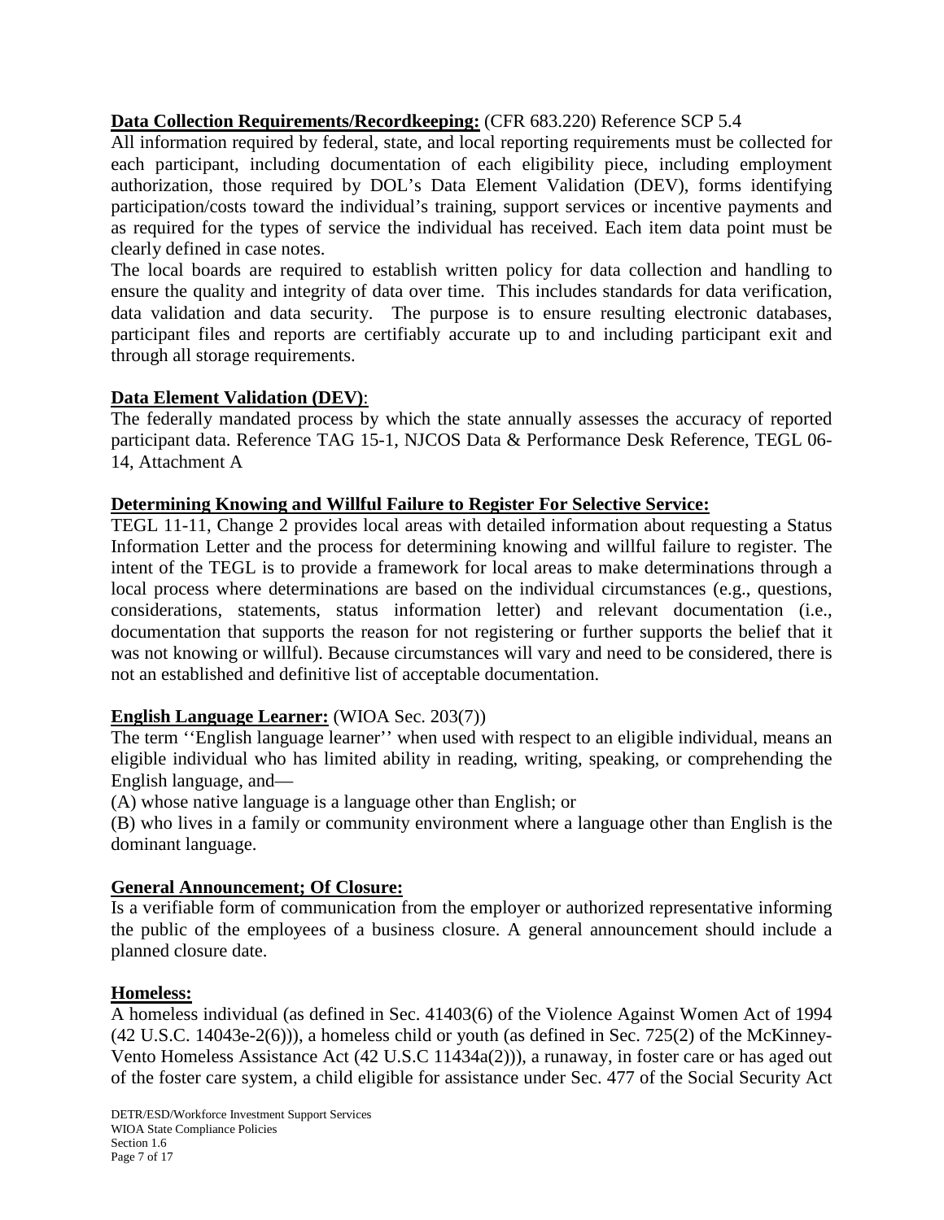**Data Collection Requirements/Recordkeeping:** (CFR 683.220) Reference SCP 5.4

All information required by federal, state, and local reporting requirements must be collected for each participant, including documentation of each eligibility piece, including employment authorization, those required by DOL's Data Element Validation (DEV), forms identifying participation/costs toward the individual's training, support services or incentive payments and as required for the types of service the individual has received. Each item data point must be clearly defined in case notes.

The local boards are required to establish written policy for data collection and handling to ensure the quality and integrity of data over time. This includes standards for data verification, data validation and data security. The purpose is to ensure resulting electronic databases, participant files and reports are certifiably accurate up to and including participant exit and through all storage requirements.

**Data Element Validation (DEV)**:

The federally mandated process by which the state annually assesses the accuracy of reported participant data. Reference TAG 15-1, NJCOS Data & Performance Desk Reference, TEGL 06-14, Attachment A

**Determining Knowing and Willful Failure to Register For Selective Service:**

TEGL 11-11, Change 2 provides local areas with detailed information about requesting a Status Information Letter and the process for determining knowing and willful failure to register. The intent of the TEGL is to provide a framework for local areas to make determinations through a local process where determinations are based on the individual circumstances (e.g., questions, considerations, statements, status information letter) and relevant documentation (i.e., documentation that supports the reason for not registering or further supports the belief that it was not knowing or willful). Because circumstances will vary and need to be considered, there is not an established and definitive list of acceptable documentation.

**English Language Learner:** (WIOA Sec. 203(7))

The term ''English language learner'' when used with respect to an eligible individual, means an eligible individual who has limited ability in reading, writing, speaking, or comprehending the English language, and—

(A) whose native language is a language other than English; or

(B) who lives in a family or community environment where a language other than English is the dominant language.

**General Announcement; Of Closure:**

Is a verifiable form of communication from the employer or authorized representative informing the public of the employees of a business closure. A general announcement should include a planned closure date.

**Homeless:**

A homeless individual (as defined in Sec. 41403(6) of the Violence Against Women Act of 1994 (42 U.S.C. 14043e-2(6))), a homeless child or youth (as defined in Sec. 725(2) of the McKinney-Vento Homeless Assistance Act (42 U.S.C 11434a(2))), a runaway, in foster care or has aged out of the foster care system, a child eligible for assistance under Sec. 477 of the Social Security Act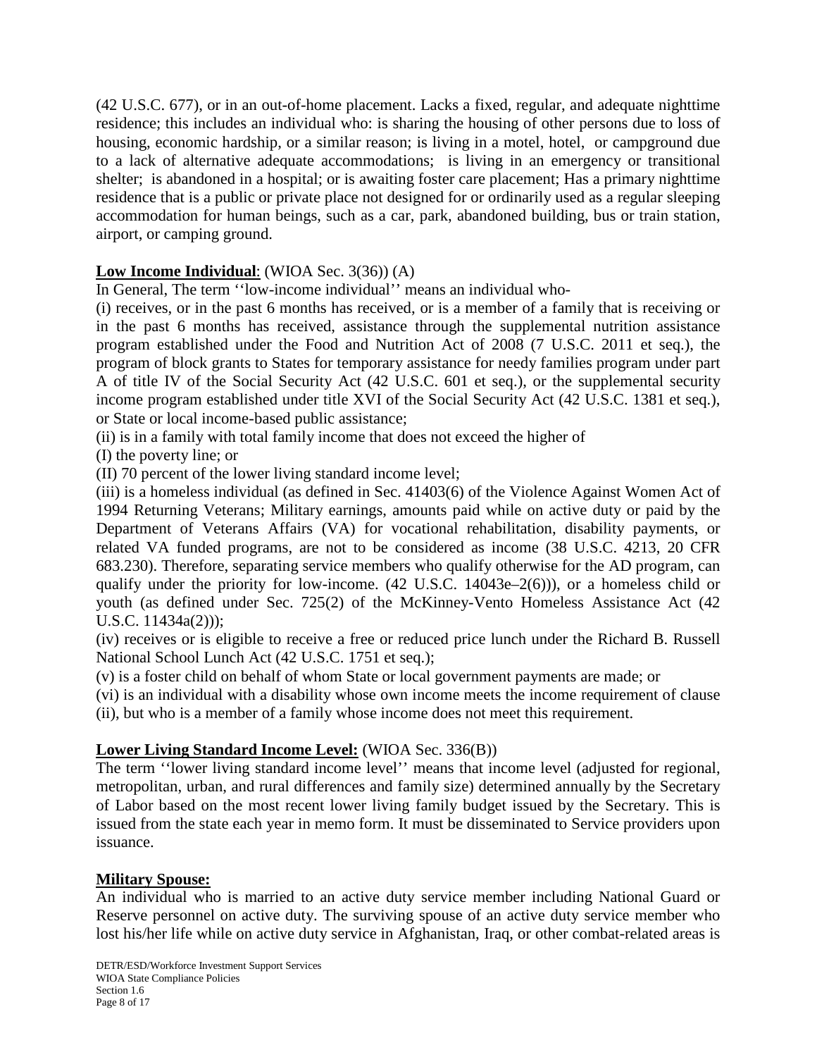(42 U.S.C. 677), or in an out-of-home placement. Lacks a fixed, regular, and adequate nighttime residence; this includes an individual who: is sharing the housing of other persons due to loss of housing, economic hardship, or a similar reason; is living in a motel, hotel, or campground due to a lack of alternative adequate accommodations; is living in an emergency or transitional shelter; is abandoned in a hospital; or is awaiting foster care placement; Has a primary nighttime residence that is a public or private place not designed for or ordinarily used as a regular sleeping accommodation for human beings, such as a car, park, abandoned building, bus or train station, airport, or camping ground.

**Low Income Individual**: (WIOA Sec. 3(36)) (A)

In General, The term ''low-income individual'' means an individual who-

(i) receives, or in the past 6 months has received, or is a member of a family that is receiving or in the past 6 months has received, assistance through the supplemental nutrition assistance program established under the Food and Nutrition Act of 2008 (7 U.S.C. 2011 et seq.), the program of block grants to States for temporary assistance for needy families program under part A of title IV of the Social Security Act (42 U.S.C. 601 et seq.), or the supplemental security income program established under title XVI of the Social Security Act (42 U.S.C. 1381 et seq.), or State or local income-based public assistance;

(ii) is in a family with total family income that does not exceed the higher of

(I) the poverty line; or

(II) 70 percent of the lower living standard income level;

(iii) is a homeless individual (as defined in Sec. 41403(6) of the Violence Against Women Act of 1994 Returning Veterans; Military earnings, amounts paid while on active duty or paid by the Department of Veterans Affairs (VA) for vocational rehabilitation, disability payments, or related VA funded programs, are not to be considered as income (38 U.S.C. 4213, 20 CFR 683.230). Therefore, separating service members who qualify otherwise for the AD program, can qualify under the priority for low-income. (42 U.S.C. 14043e–2(6))), or a homeless child or youth (as defined under Sec. 725(2) of the McKinney-Vento Homeless Assistance Act (42 U.S.C. 11434a(2)));

(iv) receives or is eligible to receive a free or reduced price lunch under the Richard B. Russell National School Lunch Act (42 U.S.C. 1751 et seq.);

(v) is a foster child on behalf of whom State or local government payments are made; or

(vi) is an individual with a disability whose own income meets the income requirement of clause (ii), but who is a member of a family whose income does not meet this requirement.

**Lower Living Standard Income Level:** (WIOA Sec. 336(B))

The term ''lower living standard income level'' means that income level (adjusted for regional, metropolitan, urban, and rural differences and family size) determined annually by the Secretary of Labor based on the most recent lower living family budget issued by the Secretary. This is issued from the state each year in memo form. It must be disseminated to Service providers upon issuance.

**Military Spouse:**

An individual who is married to an active duty service member including National Guard or Reserve personnel on active duty. The surviving spouse of an active duty service member who lost his/her life while on active duty service in Afghanistan, Iraq, or other combat-related areas is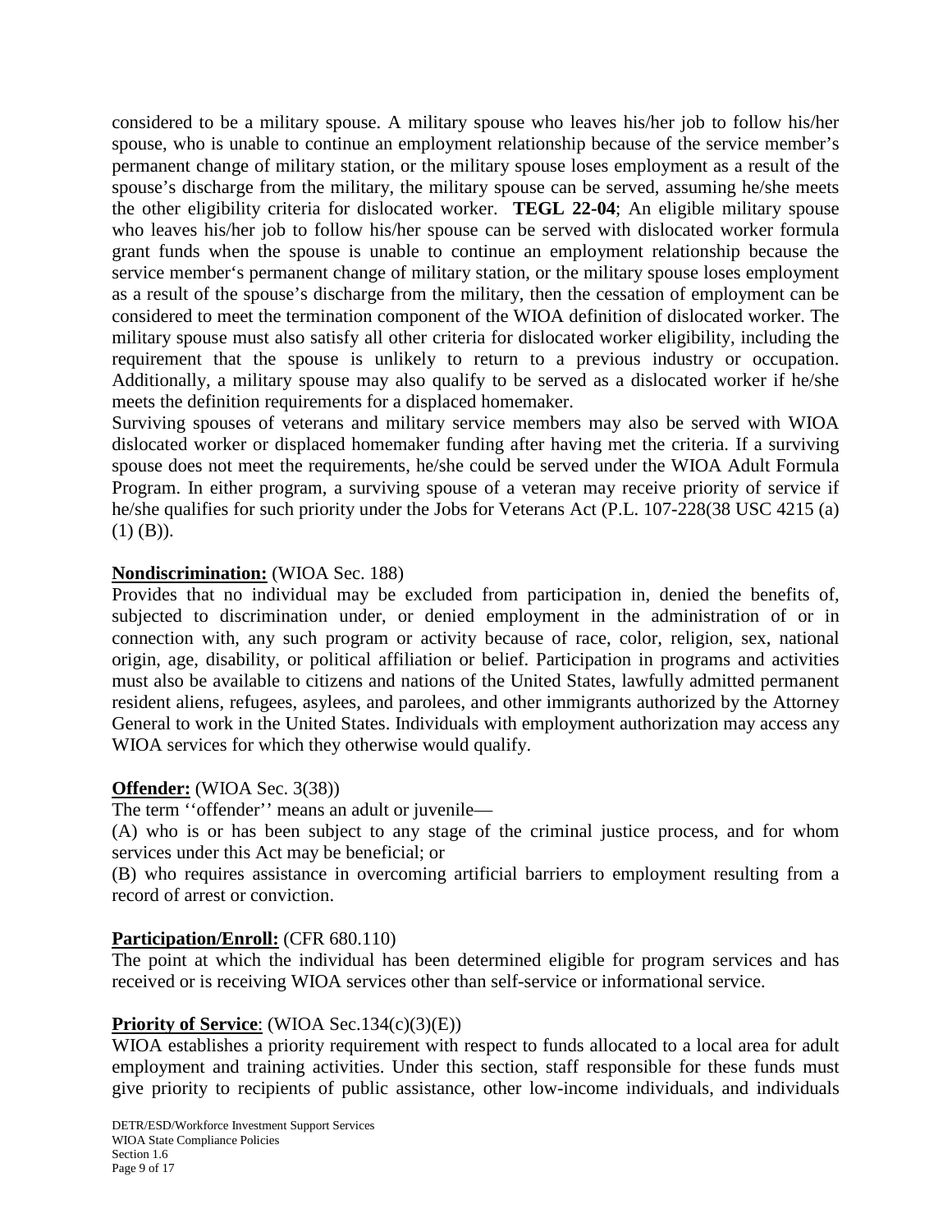considered to be a military spouse. A military spouse who leaves his/her job to follow his/her spouse, who is unable to continue an employment relationship because of the service member's permanent change of military station, or the military spouse loses employment as a result of the spouse's discharge from the military, the military spouse can be served, assuming he/she meets the other eligibility criteria for dislocated worker. **TEGL 22-04**; An eligible military spouse who leaves his/her job to follow his/her spouse can be served with dislocated worker formula grant funds when the spouse is unable to continue an employment relationship because the service member's permanent change of military station, or the military spouse loses employment as a result of the spouse's discharge from the military, then the cessation of employment can be considered to meet the termination component of the WIOA definition of dislocated worker. The military spouse must also satisfy all other criteria for dislocated worker eligibility, including the requirement that the spouse is unlikely to return to a previous industry or occupation. Additionally, a military spouse may also qualify to be served as a dislocated worker if he/she meets the definition requirements for a displaced homemaker.

Surviving spouses of veterans and military service members may also be served with WIOA dislocated worker or displaced homemaker funding after having met the criteria. If a surviving spouse does not meet the requirements, he/she could be served under the WIOA Adult Formula Program. In either program, a surviving spouse of a veteran may receive priority of service if he/she qualifies for such priority under the Jobs for Veterans Act (P.L. 107-228(38 USC 4215 (a) (1) (B)).

**Nondiscrimination:** (WIOA Sec. 188)

Provides that no individual may be excluded from participation in, denied the benefits of, subjected to discrimination under, or denied employment in the administration of or in connection with, any such program or activity because of race, color, religion, sex, national origin, age, disability, or political affiliation or belief. Participation in programs and activities must also be available to citizens and nations of the United States, lawfully admitted permanent resident aliens, refugees, asylees, and parolees, and other immigrants authorized by the Attorney General to work in the United States. Individuals with employment authorization may access any WIOA services for which they otherwise would qualify.

**Offender:** (WIOA Sec. 3(38))

The term ''offender'' means an adult or juvenile—

(A) who is or has been subject to any stage of the criminal justice process, and for whom services under this Act may be beneficial; or

(B) who requires assistance in overcoming artificial barriers to employment resulting from a record of arrest or conviction.

**Participation/Enroll:** (CFR 680.110)

The point at which the individual has been determined eligible for program services and has received or is receiving WIOA services other than self-service or informational service.

**Priority of Service**: (WIOA Sec.134(c)(3)(E))

WIOA establishes a priority requirement with respect to funds allocated to a local area for adult employment and training activities. Under this section, staff responsible for these funds must give priority to recipients of public assistance, other low-income individuals, and individuals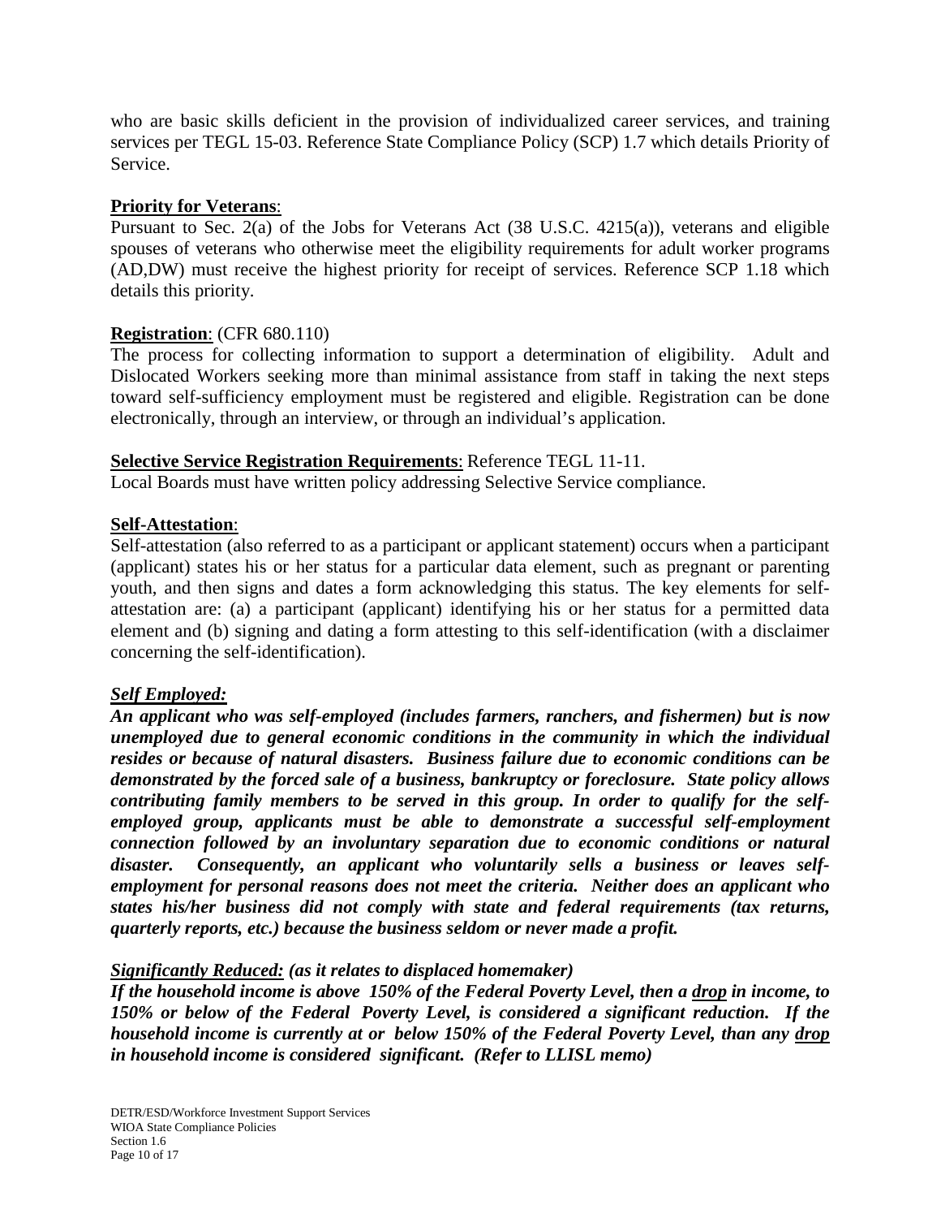who are basic skills deficient in the provision of individualized career services, and training services per TEGL 15-03. Reference State Compliance Policy (SCP) 1.7 which details Priority of Service.

**Priority for Veterans**:
Pursuant to Sec. 2(a) of the Jobs for Veterans Act (38 U.S.C. 4215(a)), veterans and eligible spouses of veterans who otherwise meet the eligibility requirements for adult worker programs (AD,DW) must receive the highest priority for receipt of services. Reference SCP 1.18 which details this priority.

**Registration**: (CFR 680.110)
The process for collecting information to support a determination of eligibility. Adult and Dislocated Workers seeking more than minimal assistance from staff in taking the next steps toward self-sufficiency employment must be registered and eligible. Registration can be done electronically, through an interview, or through an individual's application.

**Selective Service Registration Requirements**: Reference TEGL 11-11.
Local Boards must have written policy addressing Selective Service compliance.

**Self-Attestation**:
Self-attestation (also referred to as a participant or applicant statement) occurs when a participant (applicant) states his or her status for a particular data element, such as pregnant or parenting youth, and then signs and dates a form acknowledging this status. The key elements for self-attestation are: (a) a participant (applicant) identifying his or her status for a permitted data element and (b) signing and dating a form attesting to this self-identification (with a disclaimer concerning the self-identification).

***Self Employed:***
***An applicant who was self-employed (includes farmers, ranchers, and fishermen) but is now unemployed due to general economic conditions in the community in which the individual resides or because of natural disasters. Business failure due to economic conditions can be demonstrated by the forced sale of a business, bankruptcy or foreclosure. State policy allows contributing family members to be served in this group. In order to qualify for the self-employed group, applicants must be able to demonstrate a successful self-employment connection followed by an involuntary separation due to economic conditions or natural disaster. Consequently, an applicant who voluntarily sells a business or leaves self-employment for personal reasons does not meet the criteria. Neither does an applicant who states his/her business did not comply with state and federal requirements (tax returns, quarterly reports, etc.) because the business seldom or never made a profit.***

***Significantly Reduced:* *(as it relates to displaced homemaker)***
***If the household income is above 150% of the Federal Poverty Level, then a drop in income, to 150% or below of the Federal Poverty Level, is considered a significant reduction. If the household income is currently at or below 150% of the Federal Poverty Level, than any drop in household income is considered significant. (Refer to LLISL memo)***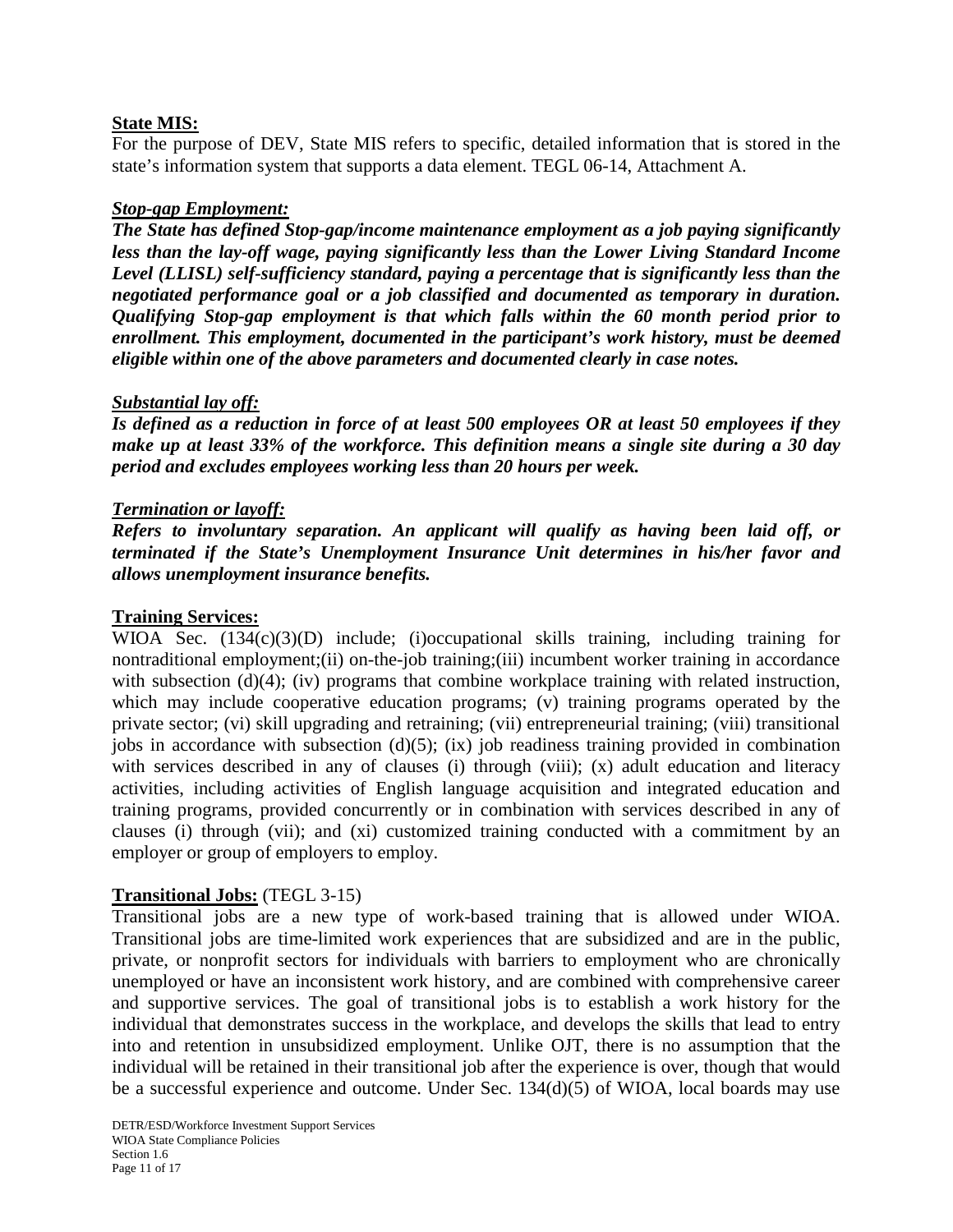**State MIS:**
For the purpose of DEV, State MIS refers to specific, detailed information that is stored in the state's information system that supports a data element. TEGL 06-14, Attachment A.

***Stop-gap Employment:***
***The State has defined Stop-gap/income maintenance employment as a job paying significantly less than the lay-off wage, paying significantly less than the Lower Living Standard Income Level (LLISL) self-sufficiency standard, paying a percentage that is significantly less than the negotiated performance goal or a job classified and documented as temporary in duration. Qualifying Stop-gap employment is that which falls within the 60 month period prior to enrollment. This employment, documented in the participant's work history, must be deemed eligible within one of the above parameters and documented clearly in case notes.***

***Substantial lay off:***
***Is defined as a reduction in force of at least 500 employees OR at least 50 employees if they make up at least 33% of the workforce. This definition means a single site during a 30 day period and excludes employees working less than 20 hours per week.***

***Termination or layoff:***
***Refers to involuntary separation. An applicant will qualify as having been laid off, or terminated if the State's Unemployment Insurance Unit determines in his/her favor and allows unemployment insurance benefits.***

**Training Services:**
WIOA Sec. (134(c)(3)(D) include; (i)occupational skills training, including training for nontraditional employment;(ii) on-the-job training;(iii) incumbent worker training in accordance with subsection (d)(4); (iv) programs that combine workplace training with related instruction, which may include cooperative education programs; (v) training programs operated by the private sector; (vi) skill upgrading and retraining; (vii) entrepreneurial training; (viii) transitional jobs in accordance with subsection (d)(5); (ix) job readiness training provided in combination with services described in any of clauses (i) through (viii); (x) adult education and literacy activities, including activities of English language acquisition and integrated education and training programs, provided concurrently or in combination with services described in any of clauses (i) through (vii); and (xi) customized training conducted with a commitment by an employer or group of employers to employ.

**Transitional Jobs:** (TEGL 3-15)
Transitional jobs are a new type of work-based training that is allowed under WIOA. Transitional jobs are time-limited work experiences that are subsidized and are in the public, private, or nonprofit sectors for individuals with barriers to employment who are chronically unemployed or have an inconsistent work history, and are combined with comprehensive career and supportive services. The goal of transitional jobs is to establish a work history for the individual that demonstrates success in the workplace, and develops the skills that lead to entry into and retention in unsubsidized employment. Unlike OJT, there is no assumption that the individual will be retained in their transitional job after the experience is over, though that would be a successful experience and outcome. Under Sec. 134(d)(5) of WIOA, local boards may use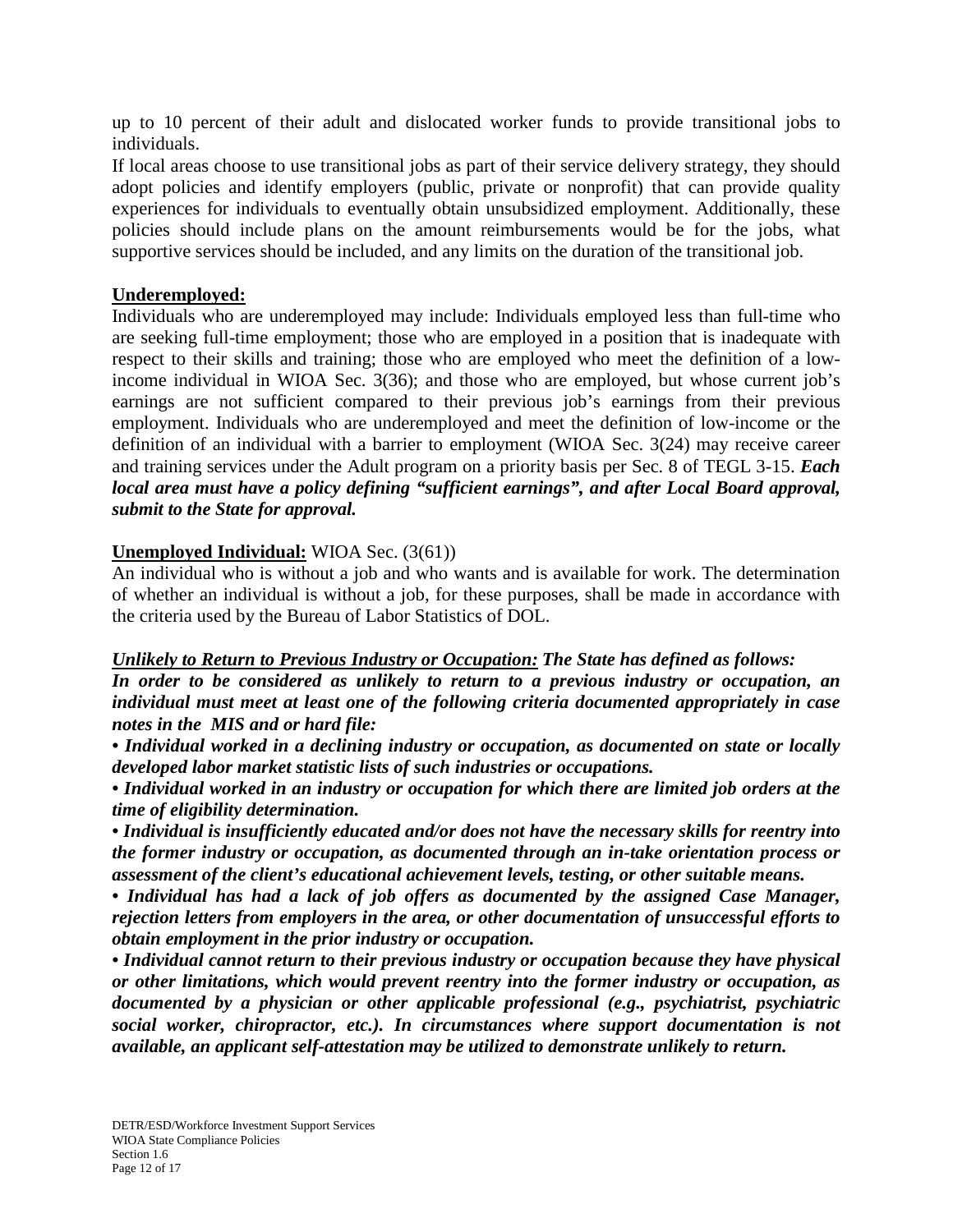up to 10 percent of their adult and dislocated worker funds to provide transitional jobs to individuals.

If local areas choose to use transitional jobs as part of their service delivery strategy, they should adopt policies and identify employers (public, private or nonprofit) that can provide quality experiences for individuals to eventually obtain unsubsidized employment. Additionally, these policies should include plans on the amount reimbursements would be for the jobs, what supportive services should be included, and any limits on the duration of the transitional job.

**Underemployed:**

Individuals who are underemployed may include: Individuals employed less than full-time who are seeking full-time employment; those who are employed in a position that is inadequate with respect to their skills and training; those who are employed who meet the definition of a low-income individual in WIOA Sec. 3(36); and those who are employed, but whose current job's earnings are not sufficient compared to their previous job's earnings from their previous employment. Individuals who are underemployed and meet the definition of low-income or the definition of an individual with a barrier to employment (WIOA Sec. 3(24) may receive career and training services under the Adult program on a priority basis per Sec. 8 of TEGL 3-15. ***Each local area must have a policy defining "sufficient earnings", and after Local Board approval, submit to the State for approval.***

**Unemployed Individual:** WIOA Sec. (3(61))

An individual who is without a job and who wants and is available for work. The determination of whether an individual is without a job, for these purposes, shall be made in accordance with the criteria used by the Bureau of Labor Statistics of DOL.

***Unlikely to Return to Previous Industry or Occupation:*** ***The State has defined as follows:***

***In order to be considered as unlikely to return to a previous industry or occupation, an individual must meet at least one of the following criteria documented appropriately in case notes in the MIS and or hard file:***

- ***Individual worked in a declining industry or occupation, as documented on state or locally developed labor market statistic lists of such industries or occupations.***
- ***Individual worked in an industry or occupation for which there are limited job orders at the time of eligibility determination.***
- ***Individual is insufficiently educated and/or does not have the necessary skills for reentry into the former industry or occupation, as documented through an in-take orientation process or assessment of the client's educational achievement levels, testing, or other suitable means.***
- ***Individual has had a lack of job offers as documented by the assigned Case Manager, rejection letters from employers in the area, or other documentation of unsuccessful efforts to obtain employment in the prior industry or occupation.***
- ***Individual cannot return to their previous industry or occupation because they have physical or other limitations, which would prevent reentry into the former industry or occupation, as documented by a physician or other applicable professional (e.g., psychiatrist, psychiatric social worker, chiropractor, etc.). In circumstances where support documentation is not available, an applicant self-attestation may be utilized to demonstrate unlikely to return.***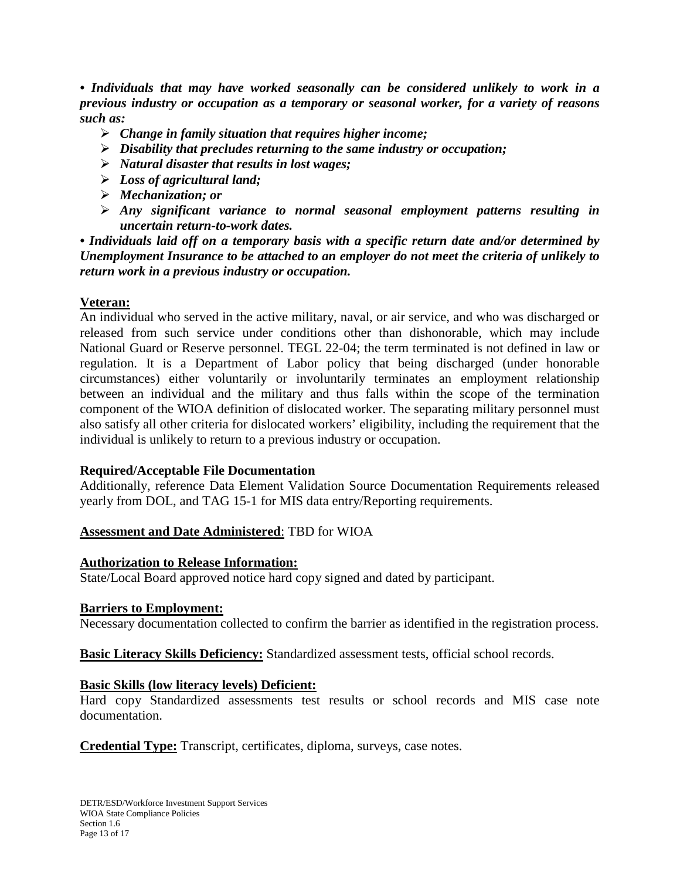***• Individuals that may have worked seasonally can be considered unlikely to work in a previous industry or occupation as a temporary or seasonal worker, for a variety of reasons such as:***

- ***Change in family situation that requires higher income;***
- ***Disability that precludes returning to the same industry or occupation;***
- ***Natural disaster that results in lost wages;***
- ***Loss of agricultural land;***
- ***Mechanization; or***
- ***Any significant variance to normal seasonal employment patterns resulting in uncertain return-to-work dates.***

***• Individuals laid off on a temporary basis with a specific return date and/or determined by Unemployment Insurance to be attached to an employer do not meet the criteria of unlikely to return work in a previous industry or occupation.***

**Veteran:**

An individual who served in the active military, naval, or air service, and who was discharged or released from such service under conditions other than dishonorable, which may include National Guard or Reserve personnel. TEGL 22-04; the term terminated is not defined in law or regulation. It is a Department of Labor policy that being discharged (under honorable circumstances) either voluntarily or involuntarily terminates an employment relationship between an individual and the military and thus falls within the scope of the termination component of the WIOA definition of dislocated worker. The separating military personnel must also satisfy all other criteria for dislocated workers' eligibility, including the requirement that the individual is unlikely to return to a previous industry or occupation.

**Required/Acceptable File Documentation**

Additionally, reference Data Element Validation Source Documentation Requirements released yearly from DOL, and TAG 15-1 for MIS data entry/Reporting requirements.

**Assessment and Date Administered**: TBD for WIOA

**Authorization to Release Information:**

State/Local Board approved notice hard copy signed and dated by participant.

**Barriers to Employment:**

Necessary documentation collected to confirm the barrier as identified in the registration process.

**Basic Literacy Skills Deficiency:** Standardized assessment tests, official school records.

**Basic Skills (low literacy levels) Deficient:**

Hard copy Standardized assessments test results or school records and MIS case note documentation.

**Credential Type:** Transcript, certificates, diploma, surveys, case notes.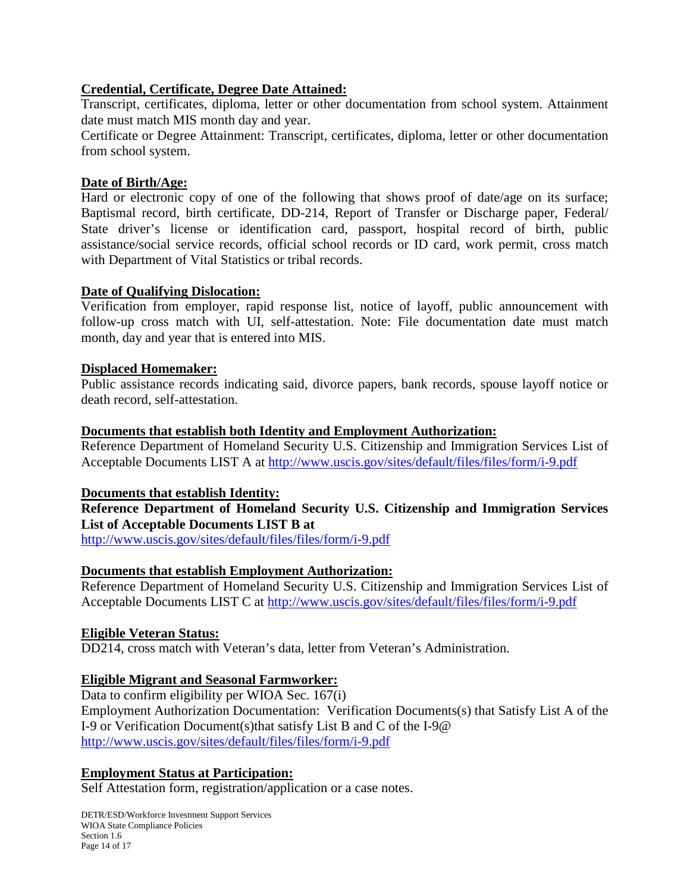**Credential, Certificate, Degree Date Attained:**

Transcript, certificates, diploma, letter or other documentation from school system. Attainment date must match MIS month day and year.

Certificate or Degree Attainment: Transcript, certificates, diploma, letter or other documentation from school system.

**Date of Birth/Age:**

Hard or electronic copy of one of the following that shows proof of date/age on its surface; Baptismal record, birth certificate, DD-214, Report of Transfer or Discharge paper, Federal/ State driver's license or identification card, passport, hospital record of birth, public assistance/social service records, official school records or ID card, work permit, cross match with Department of Vital Statistics or tribal records.

**Date of Qualifying Dislocation:**

Verification from employer, rapid response list, notice of layoff, public announcement with follow-up cross match with UI, self-attestation. Note: File documentation date must match month, day and year that is entered into MIS.

**Displaced Homemaker:**

Public assistance records indicating said, divorce papers, bank records, spouse layoff notice or death record, self-attestation.

**Documents that establish both Identity and Employment Authorization:**

Reference Department of Homeland Security U.S. Citizenship and Immigration Services List of Acceptable Documents LIST A at http://www.uscis.gov/sites/default/files/files/form/i-9.pdf

**Documents that establish Identity:**

**Reference Department of Homeland Security U.S. Citizenship and Immigration Services List of Acceptable Documents LIST B at**
http://www.uscis.gov/sites/default/files/files/form/i-9.pdf

**Documents that establish Employment Authorization:**

Reference Department of Homeland Security U.S. Citizenship and Immigration Services List of Acceptable Documents LIST C at http://www.uscis.gov/sites/default/files/files/form/i-9.pdf

**Eligible Veteran Status:**

DD214, cross match with Veteran's data, letter from Veteran's Administration.

**Eligible Migrant and Seasonal Farmworker:**

Data to confirm eligibility per WIOA Sec. 167(i)
Employment Authorization Documentation: Verification Documents(s) that Satisfy List A of the I-9 or Verification Document(s)that satisfy List B and C of the I-9@
http://www.uscis.gov/sites/default/files/files/form/i-9.pdf

**Employment Status at Participation:**

Self Attestation form, registration/application or a case notes.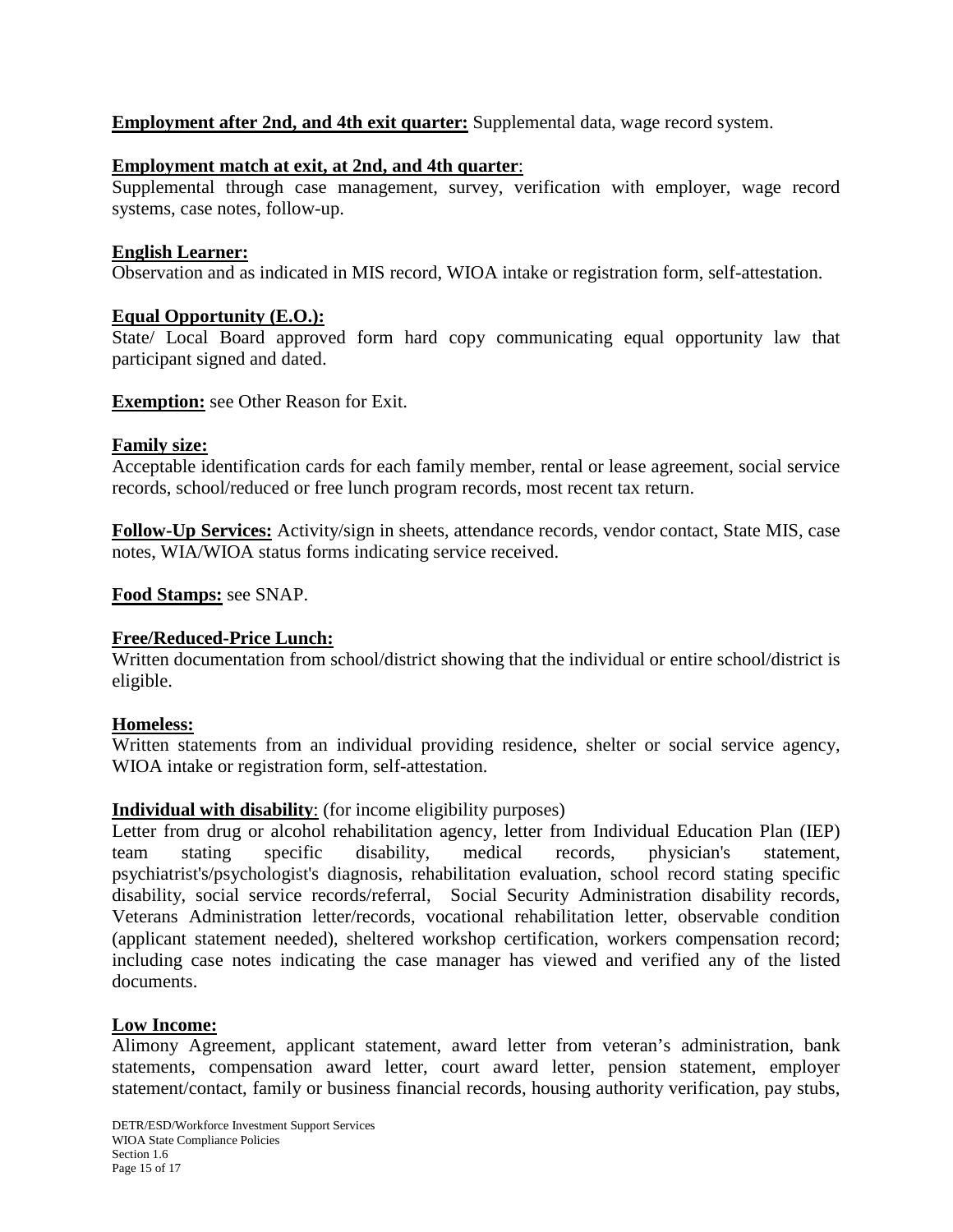**Employment after 2nd, and 4th exit quarter:** Supplemental data, wage record system.

**Employment match at exit, at 2nd, and 4th quarter**:
Supplemental through case management, survey, verification with employer, wage record systems, case notes, follow-up.

**English Learner:**
Observation and as indicated in MIS record, WIOA intake or registration form, self-attestation.

**Equal Opportunity (E.O.):**
State/ Local Board approved form hard copy communicating equal opportunity law that participant signed and dated.

**Exemption:** see Other Reason for Exit.

**Family size:**
Acceptable identification cards for each family member, rental or lease agreement, social service records, school/reduced or free lunch program records, most recent tax return.

**Follow-Up Services:** Activity/sign in sheets, attendance records, vendor contact, State MIS, case notes, WIA/WIOA status forms indicating service received.

**Food Stamps:** see SNAP.

**Free/Reduced-Price Lunch:**
Written documentation from school/district showing that the individual or entire school/district is eligible.

**Homeless:**
Written statements from an individual providing residence, shelter or social service agency, WIOA intake or registration form, self-attestation.

**Individual with disability**: (for income eligibility purposes)
Letter from drug or alcohol rehabilitation agency, letter from Individual Education Plan (IEP) team stating specific disability, medical records, physician's statement, psychiatrist's/psychologist's diagnosis, rehabilitation evaluation, school record stating specific disability, social service records/referral, Social Security Administration disability records, Veterans Administration letter/records, vocational rehabilitation letter, observable condition (applicant statement needed), sheltered workshop certification, workers compensation record; including case notes indicating the case manager has viewed and verified any of the listed documents.

**Low Income:**
Alimony Agreement, applicant statement, award letter from veteran's administration, bank statements, compensation award letter, court award letter, pension statement, employer statement/contact, family or business financial records, housing authority verification, pay stubs,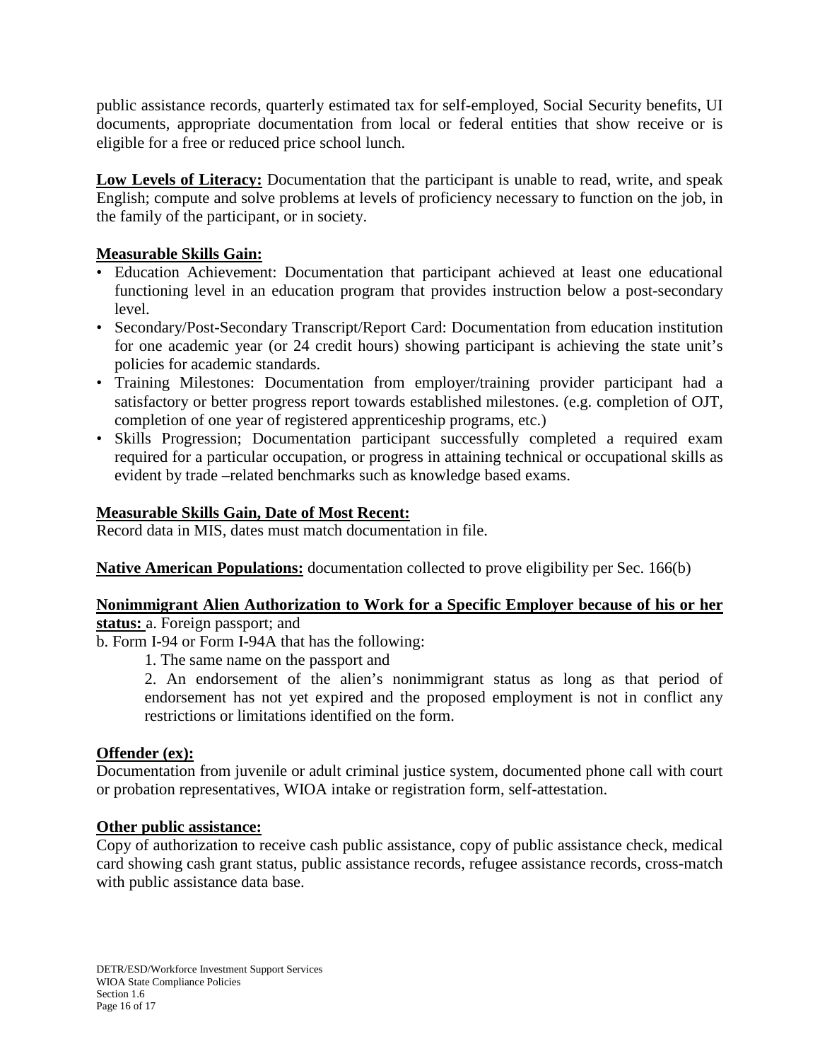public assistance records, quarterly estimated tax for self-employed, Social Security benefits, UI documents, appropriate documentation from local or federal entities that show receive or is eligible for a free or reduced price school lunch.

**<u>Low Levels of Literacy:</u>** Documentation that the participant is unable to read, write, and speak English; compute and solve problems at levels of proficiency necessary to function on the job, in the family of the participant, or in society.

**<u>Measurable Skills Gain:</u>**

- Education Achievement: Documentation that participant achieved at least one educational functioning level in an education program that provides instruction below a post-secondary level.
- Secondary/Post-Secondary Transcript/Report Card: Documentation from education institution for one academic year (or 24 credit hours) showing participant is achieving the state unit's policies for academic standards.
- Training Milestones: Documentation from employer/training provider participant had a satisfactory or better progress report towards established milestones. (e.g. completion of OJT, completion of one year of registered apprenticeship programs, etc.)
- Skills Progression; Documentation participant successfully completed a required exam required for a particular occupation, or progress in attaining technical or occupational skills as evident by trade –related benchmarks such as knowledge based exams.

**<u>Measurable Skills Gain, Date of Most Recent:</u>**
Record data in MIS, dates must match documentation in file.

**<u>Native American Populations:</u>** documentation collected to prove eligibility per Sec. 166(b)

**<u>Nonimmigrant Alien Authorization to Work for a Specific Employer because of his or her status:</u>** a. Foreign passport; and
b. Form I-94 or Form I-94A that has the following:

1. The same name on the passport and
2. An endorsement of the alien's nonimmigrant status as long as that period of endorsement has not yet expired and the proposed employment is not in conflict any restrictions or limitations identified on the form.

**<u>Offender (ex):</u>**
Documentation from juvenile or adult criminal justice system, documented phone call with court or probation representatives, WIOA intake or registration form, self-attestation.

**<u>Other public assistance:</u>**
Copy of authorization to receive cash public assistance, copy of public assistance check, medical card showing cash grant status, public assistance records, refugee assistance records, cross-match with public assistance data base.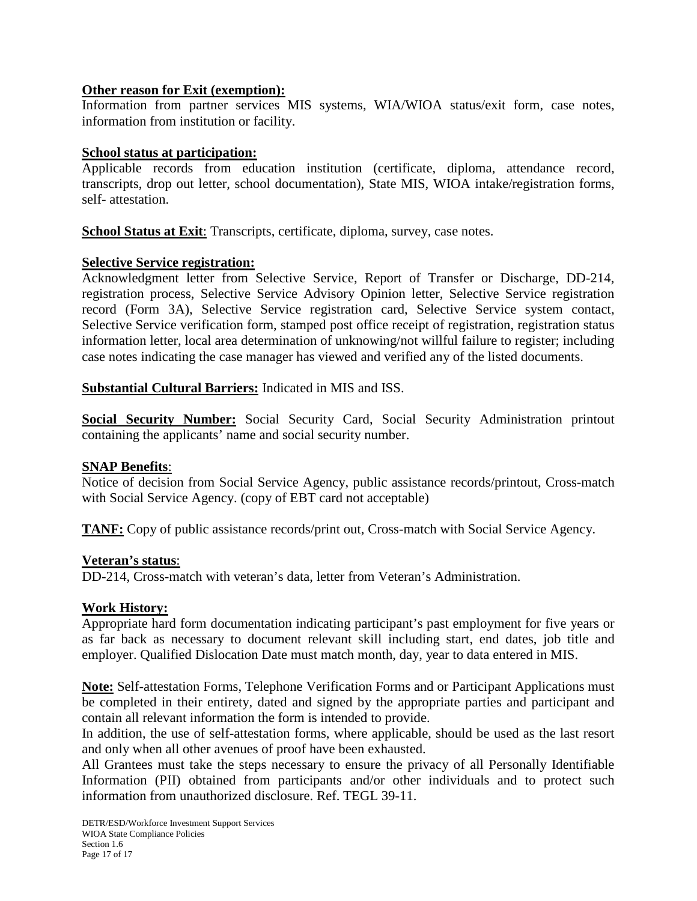**Other reason for Exit (exemption):**
Information from partner services MIS systems, WIA/WIOA status/exit form, case notes, information from institution or facility.

**School status at participation:**
Applicable records from education institution (certificate, diploma, attendance record, transcripts, drop out letter, school documentation), State MIS, WIOA intake/registration forms, self- attestation.

**School Status at Exit**: Transcripts, certificate, diploma, survey, case notes.

**Selective Service registration:**
Acknowledgment letter from Selective Service, Report of Transfer or Discharge, DD-214, registration process, Selective Service Advisory Opinion letter, Selective Service registration record (Form 3A), Selective Service registration card, Selective Service system contact, Selective Service verification form, stamped post office receipt of registration, registration status information letter, local area determination of unknowing/not willful failure to register; including case notes indicating the case manager has viewed and verified any of the listed documents.

**Substantial Cultural Barriers:** Indicated in MIS and ISS.

**Social Security Number:** Social Security Card, Social Security Administration printout containing the applicants' name and social security number.

**SNAP Benefits**:
Notice of decision from Social Service Agency, public assistance records/printout, Cross-match with Social Service Agency. (copy of EBT card not acceptable)

**TANF:** Copy of public assistance records/print out, Cross-match with Social Service Agency.

**Veteran's status**:
DD-214, Cross-match with veteran's data, letter from Veteran's Administration.

**Work History:**
Appropriate hard form documentation indicating participant's past employment for five years or as far back as necessary to document relevant skill including start, end dates, job title and employer. Qualified Dislocation Date must match month, day, year to data entered in MIS.

**Note:** Self-attestation Forms, Telephone Verification Forms and or Participant Applications must be completed in their entirety, dated and signed by the appropriate parties and participant and contain all relevant information the form is intended to provide.
In addition, the use of self-attestation forms, where applicable, should be used as the last resort and only when all other avenues of proof have been exhausted.
All Grantees must take the steps necessary to ensure the privacy of all Personally Identifiable Information (PII) obtained from participants and/or other individuals and to protect such information from unauthorized disclosure. Ref. TEGL 39-11.